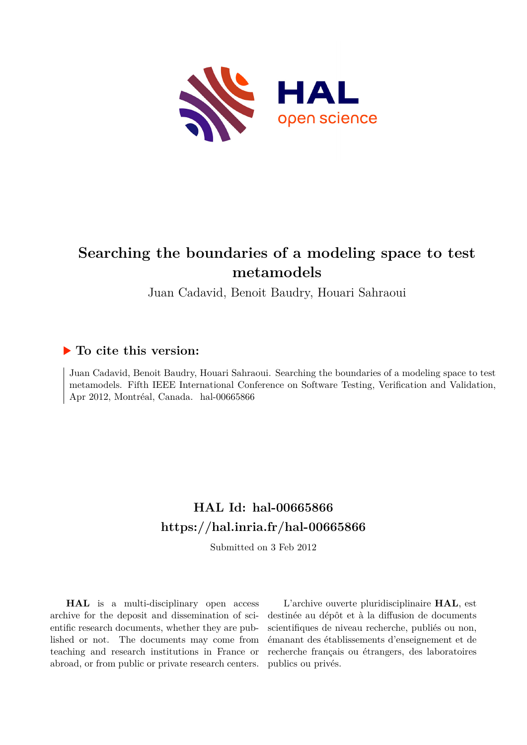# Searching the boundaries of a modeling space to test metamodels

Juan Cadavid, Benoit Baudry, Houari Sahraoui

## ▶ To cite this version:

Juan Cadavid, Benoit Baudry, Houari Sahraoui. Searching the boundaries of a modeling space to test metamodels. Fifth IEEE International Conference on Software Testing, Verification and Validation, Apr 2012, Montréal, Canada. hal-00665866

## HAL Id: hal-00665866
## https://hal.inria.fr/hal-00665866

Submitted on 3 Feb 2012

**HAL** is a multi-disciplinary open access archive for the deposit and dissemination of scientific research documents, whether they are published or not. The documents may come from teaching and research institutions in France or abroad, or from public or private research centers.

L'archive ouverte pluridisciplinaire **HAL**, est destinée au dépôt et à la diffusion de documents scientifiques de niveau recherche, publiés ou non, émanant des établissements d'enseignement et de recherche français ou étrangers, des laboratoires publics ou privés.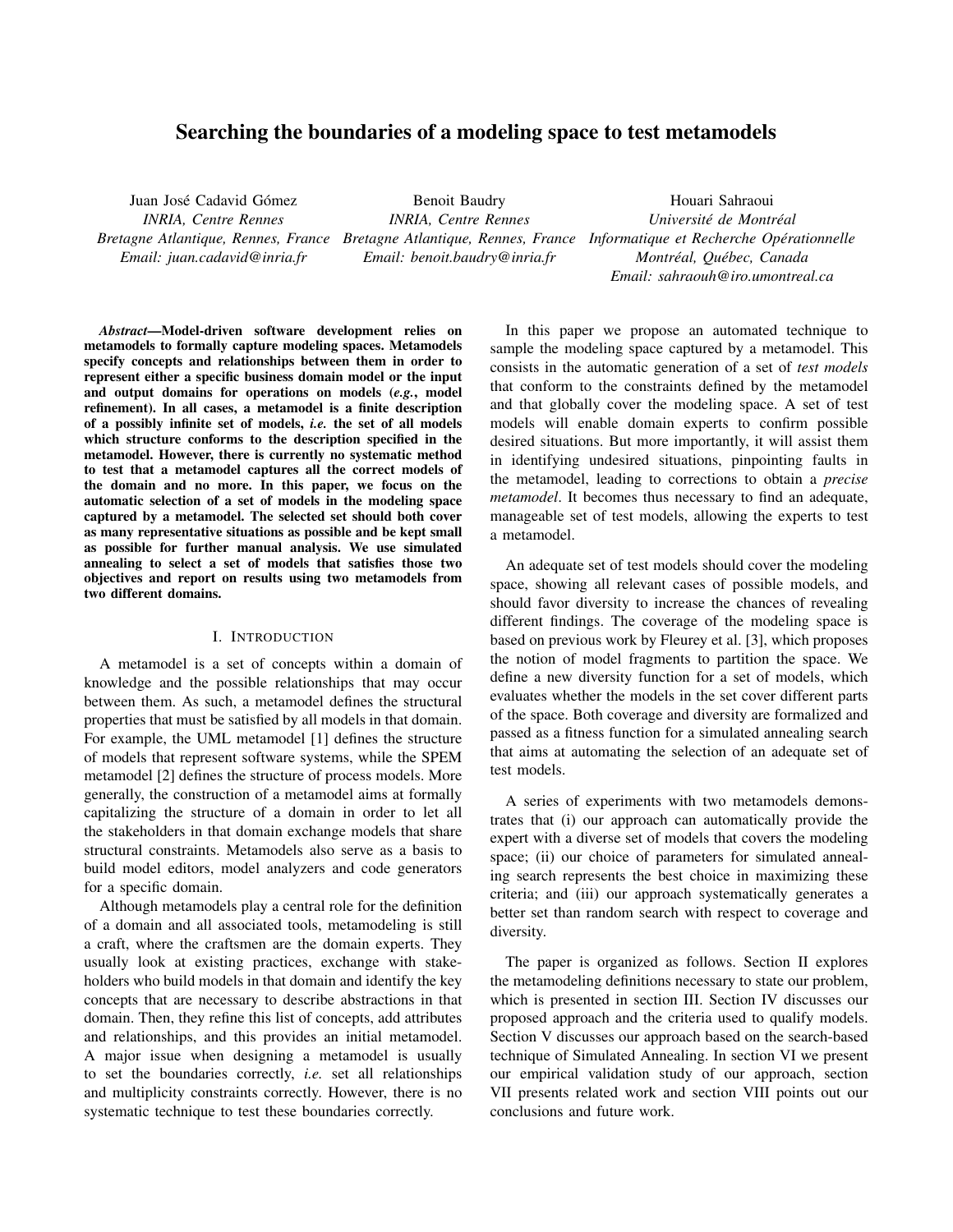# Searching the boundaries of a modeling space to test metamodels

Juan José Cadavid Gómez
*INRIA, Centre Rennes*
*Bretagne Atlantique, Rennes, France*
*Email: juan.cadavid@inria.fr*

Benoit Baudry
*INRIA, Centre Rennes*
*Bretagne Atlantique, Rennes, France*
*Email: benoit.baudry@inria.fr*

Houari Sahraoui
*Université de Montréal*
*Informatique et Recherche Opérationnelle*
*Montréal, Québec, Canada*
*Email: sahraouh@iro.umontreal.ca*

***Abstract*—Model-driven software development relies on metamodels to formally capture modeling spaces. Metamodels specify concepts and relationships between them in order to represent either a specific business domain model or the input and output domains for operations on models (*e.g.*, model refinement). In all cases, a metamodel is a finite description of a possibly infinite set of models, *i.e.* the set of all models which structure conforms to the description specified in the metamodel. However, there is currently no systematic method to test that a metamodel captures all the correct models of the domain and no more. In this paper, we focus on the automatic selection of a set of models in the modeling space captured by a metamodel. The selected set should both cover as many representative situations as possible and be kept small as possible for further manual analysis. We use simulated annealing to select a set of models that satisfies those two objectives and report on results using two metamodels from two different domains.**

## I. Introduction

A metamodel is a set of concepts within a domain of knowledge and the possible relationships that may occur between them. As such, a metamodel defines the structural properties that must be satisfied by all models in that domain. For example, the UML metamodel [1] defines the structure of models that represent software systems, while the SPEM metamodel [2] defines the structure of process models. More generally, the construction of a metamodel aims at formally capitalizing the structure of a domain in order to let all the stakeholders in that domain exchange models that share structural constraints. Metamodels also serve as a basis to build model editors, model analyzers and code generators for a specific domain.

Although metamodels play a central role for the definition of a domain and all associated tools, metamodeling is still a craft, where the craftsmen are the domain experts. They usually look at existing practices, exchange with stakeholders who build models in that domain and identify the key concepts that are necessary to describe abstractions in that domain. Then, they refine this list of concepts, add attributes and relationships, and this provides an initial metamodel. A major issue when designing a metamodel is usually to set the boundaries correctly, *i.e.* set all relationships and multiplicity constraints correctly. However, there is no systematic technique to test these boundaries correctly.

In this paper we propose an automated technique to sample the modeling space captured by a metamodel. This consists in the automatic generation of a set of *test models* that conform to the constraints defined by the metamodel and that globally cover the modeling space. A set of test models will enable domain experts to confirm possible desired situations. But more importantly, it will assist them in identifying undesired situations, pinpointing faults in the metamodel, leading to corrections to obtain a *precise metamodel*. It becomes thus necessary to find an adequate, manageable set of test models, allowing the experts to test a metamodel.

An adequate set of test models should cover the modeling space, showing all relevant cases of possible models, and should favor diversity to increase the chances of revealing different findings. The coverage of the modeling space is based on previous work by Fleurey et al. [3], which proposes the notion of model fragments to partition the space. We define a new diversity function for a set of models, which evaluates whether the models in the set cover different parts of the space. Both coverage and diversity are formalized and passed as a fitness function for a simulated annealing search that aims at automating the selection of an adequate set of test models.

A series of experiments with two metamodels demonstrates that (i) our approach can automatically provide the expert with a diverse set of models that covers the modeling space; (ii) our choice of parameters for simulated annealing search represents the best choice in maximizing these criteria; and (iii) our approach systematically generates a better set than random search with respect to coverage and diversity.

The paper is organized as follows. Section II explores the metamodeling definitions necessary to state our problem, which is presented in section III. Section IV discusses our proposed approach and the criteria used to qualify models. Section V discusses our approach based on the search-based technique of Simulated Annealing. In section VI we present our empirical validation study of our approach, section VII presents related work and section VIII points out our conclusions and future work.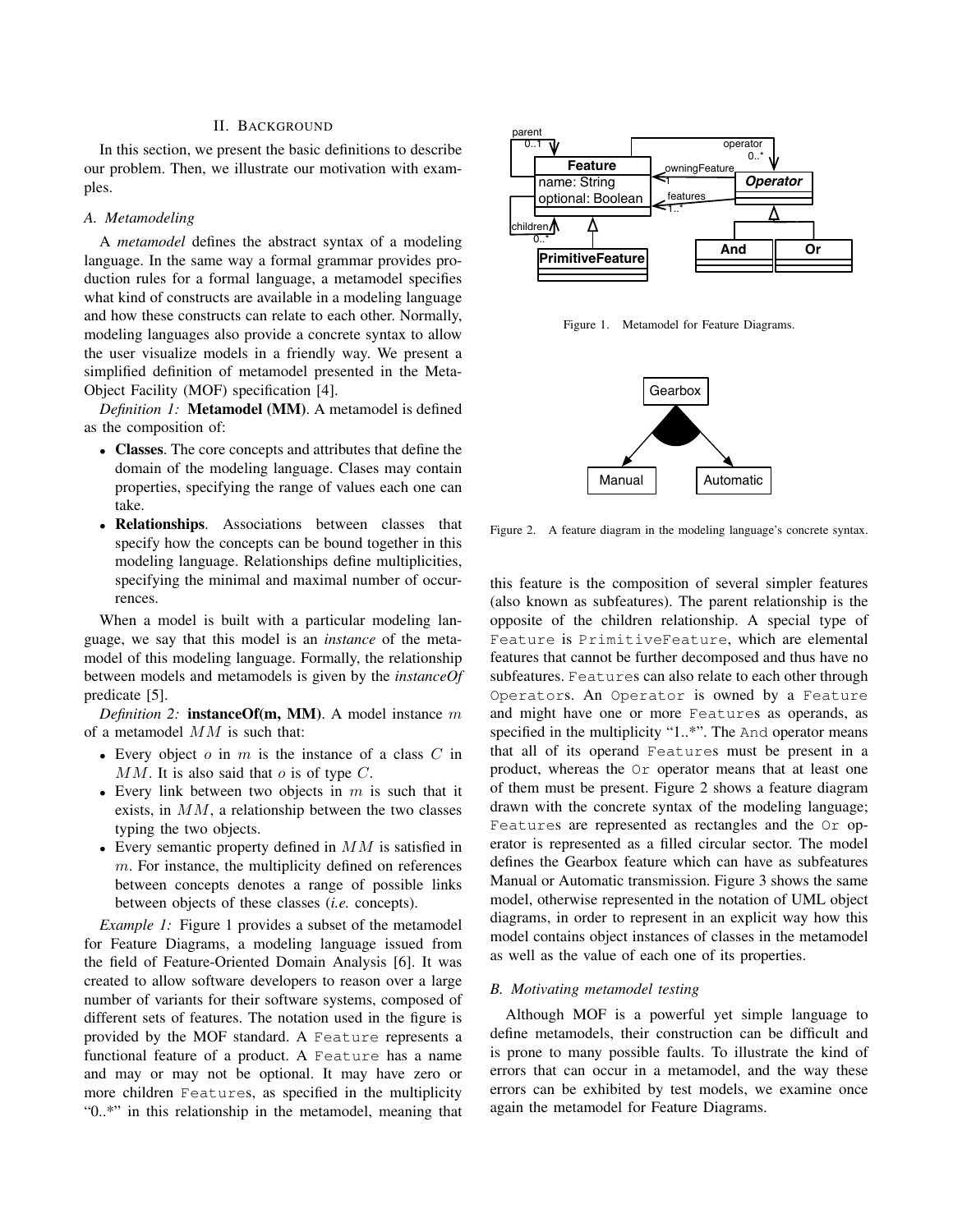## II. Background

In this section, we present the basic definitions to describe our problem. Then, we illustrate our motivation with examples.

### A. Metamodeling

A *metamodel* defines the abstract syntax of a modeling language. In the same way a formal grammar provides production rules for a formal language, a metamodel specifies what kind of constructs are available in a modeling language and how these constructs can relate to each other. Normally, modeling languages also provide a concrete syntax to allow the user visualize models in a friendly way. We present a simplified definition of metamodel presented in the Meta-Object Facility (MOF) specification [4].

*Definition 1:* **Metamodel (MM)**. A metamodel is defined as the composition of:

- **Classes**. The core concepts and attributes that define the domain of the modeling language. Clases may contain properties, specifying the range of values each one can take.
- **Relationships**. Associations between classes that specify how the concepts can be bound together in this modeling language. Relationships define multiplicities, specifying the minimal and maximal number of occurrences.

When a model is built with a particular modeling language, we say that this model is an *instance* of the metamodel of this modeling language. Formally, the relationship between models and metamodels is given by the *instanceOf* predicate [5].

*Definition 2:* **instanceOf(m, MM)**. A model instance $m$ of a metamodel $MM$ is such that:

- Every object $o$ in $m$ is the instance of a class $C$ in $MM$. It is also said that $o$ is of type $C$.
- Every link between two objects in $m$ is such that it exists, in $MM$, a relationship between the two classes typing the two objects.
- Every semantic property defined in $MM$ is satisfied in $m$. For instance, the multiplicity defined on references between concepts denotes a range of possible links between objects of these classes (*i.e.* concepts).

*Example 1:* Figure 1 provides a subset of the metamodel for Feature Diagrams, a modeling language issued from the field of Feature-Oriented Domain Analysis [6]. It was created to allow software developers to reason over a large number of variants for their software systems, composed of different sets of features. The notation used in the figure is provided by the MOF standard. A Feature represents a functional feature of a product. A Feature has a name and may or may not be optional. It may have zero or more children Features, as specified in the multiplicity "0..*" in this relationship in the metamodel, meaning that this feature is the composition of several simpler features (also known as subfeatures). The parent relationship is the opposite of the children relationship. A special type of Feature is PrimitiveFeature, which are elemental features that cannot be further decomposed and thus have no subfeatures. Features can also relate to each other through Operators. An Operator is owned by a Feature and might have one or more Features as operands, as specified in the multiplicity "1..*". The And operator means that all of its operand Features must be present in a product, whereas the Or operator means that at least one of them must be present. Figure 2 shows a feature diagram drawn with the concrete syntax of the modeling language; Features are represented as rectangles and the Or operator is represented as a filled circular sector. The model defines the Gearbox feature which can have as subfeatures Manual or Automatic transmission. Figure 3 shows the same model, otherwise represented in the notation of UML object diagrams, in order to represent in an explicit way how this model contains object instances of classes in the metamodel as well as the value of each one of its properties.

Figure 1. Metamodel for Feature Diagrams.

Figure 2. A feature diagram in the modeling language's concrete syntax.

### B. Motivating metamodel testing

Although MOF is a powerful yet simple language to define metamodels, their construction can be difficult and is prone to many possible faults. To illustrate the kind of errors that can occur in a metamodel, and the way these errors can be exhibited by test models, we examine once again the metamodel for Feature Diagrams.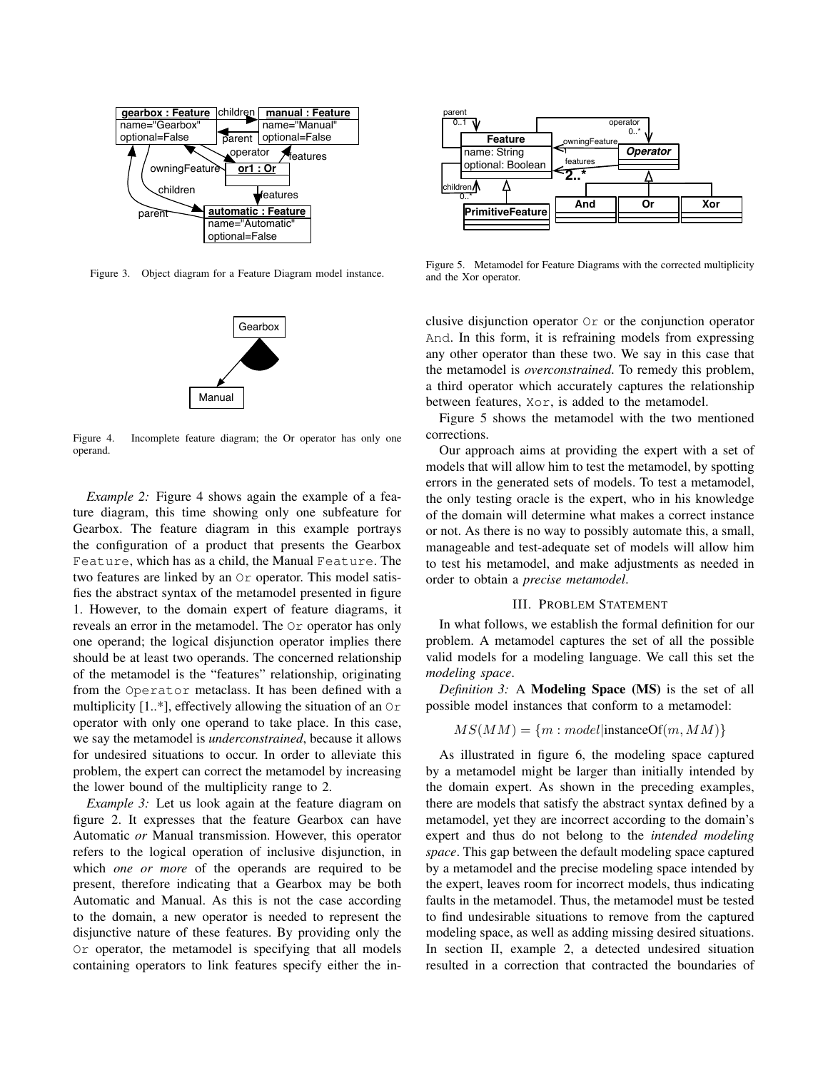Figure 3. Object diagram for a Feature Diagram model instance.

Figure 4. Incomplete feature diagram; the Or operator has only one operand.

*Example 2:* Figure 4 shows again the example of a feature diagram, this time showing only one subfeature for Gearbox. The feature diagram in this example portrays the configuration of a product that presents the Gearbox `Feature`, which has as a child, the Manual `Feature`. The two features are linked by an `Or` operator. This model satisfies the abstract syntax of the metamodel presented in figure 1. However, to the domain expert of feature diagrams, it reveals an error in the metamodel. The `Or` operator has only one operand; the logical disjunction operator implies there should be at least two operands. The concerned relationship of the metamodel is the "features" relationship, originating from the `Operator` metaclass. It has been defined with a multiplicity [1..*], effectively allowing the situation of an `Or` operator with only one operand to take place. In this case, we say the metamodel is *underconstrained*, because it allows for undesired situations to occur. In order to alleviate this problem, the expert can correct the metamodel by increasing the lower bound of the multiplicity range to 2.

*Example 3:* Let us look again at the feature diagram on figure 2. It expresses that the feature Gearbox can have Automatic *or* Manual transmission. However, this operator refers to the logical operation of inclusive disjunction, in which *one or more* of the operands are required to be present, therefore indicating that a Gearbox may be both Automatic and Manual. As this is not the case according to the domain, a new operator is needed to represent the disjunctive nature of these features. By providing only the `Or` operator, the metamodel is specifying that all models containing operators to link features specify either the inclusive disjunction operator `Or` or the conjunction operator `And`. In this form, it is refraining models from expressing any other operator than these two. We say in this case that the metamodel is *overconstrained*. To remedy this problem, a third operator which accurately captures the relationship between features, `Xor`, is added to the metamodel.

Figure 5. Metamodel for Feature Diagrams with the corrected multiplicity and the Xor operator.

Figure 5 shows the metamodel with the two mentioned corrections.

Our approach aims at providing the expert with a set of models that will allow him to test the metamodel, by spotting errors in the generated sets of models. To test a metamodel, the only testing oracle is the expert, who in his knowledge of the domain will determine what makes a correct instance or not. As there is no way to possibly automate this, a small, manageable and test-adequate set of models will allow him to test his metamodel, and make adjustments as needed in order to obtain a *precise metamodel*.

## III. Problem Statement

In what follows, we establish the formal definition for our problem. A metamodel captures the set of all the possible valid models for a modeling language. We call this set the *modeling space*.

*Definition 3:* A **Modeling Space (MS)** is the set of all possible model instances that conform to a metamodel:

$$MS(MM) = \{m : model|\text{instanceOf}(m, MM)\}$$

As illustrated in figure 6, the modeling space captured by a metamodel might be larger than initially intended by the domain expert. As shown in the preceding examples, there are models that satisfy the abstract syntax defined by a metamodel, yet they are incorrect according to the domain's expert and thus do not belong to the *intended modeling space*. This gap between the default modeling space captured by a metamodel and the precise modeling space intended by the expert, leaves room for incorrect models, thus indicating faults in the metamodel. Thus, the metamodel must be tested to find undesirable situations to remove from the captured modeling space, as well as adding missing desired situations. In section II, example 2, a detected undesired situation resulted in a correction that contracted the boundaries of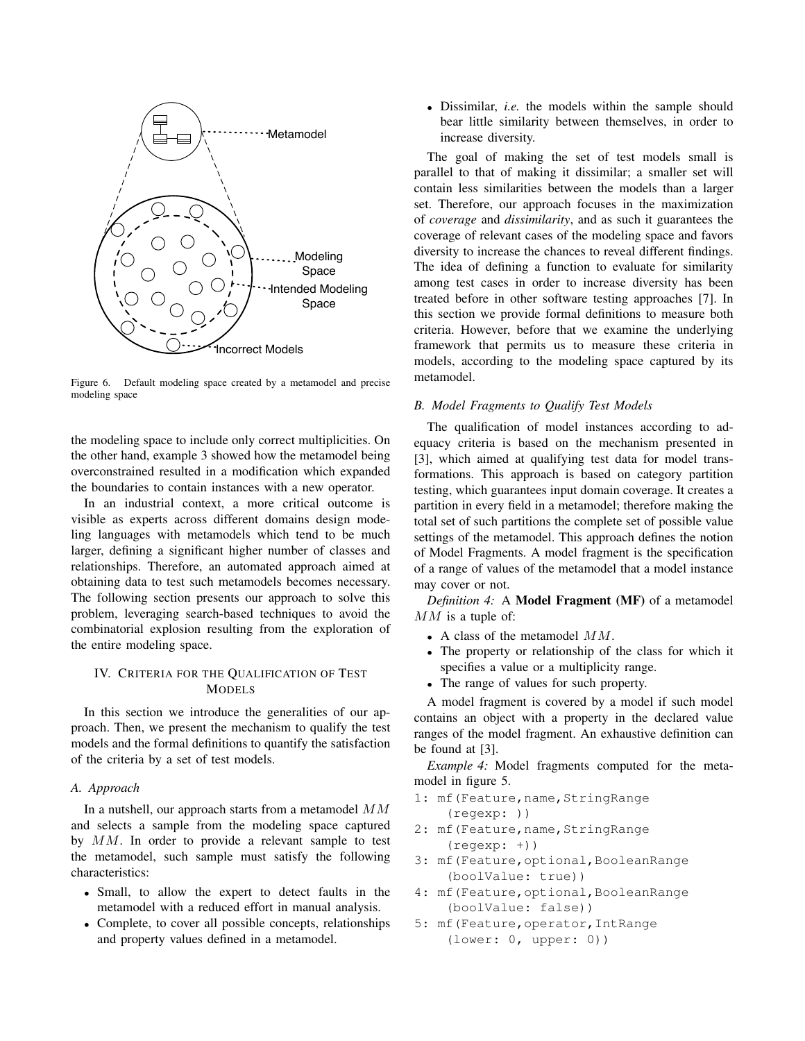Figure 6. Default modeling space created by a metamodel and precise modeling space

the modeling space to include only correct multiplicities. On the other hand, example 3 showed how the metamodel being overconstrained resulted in a modification which expanded the boundaries to contain instances with a new operator.

In an industrial context, a more critical outcome is visible as experts across different domains design modeling languages with metamodels which tend to be much larger, defining a significant higher number of classes and relationships. Therefore, an automated approach aimed at obtaining data to test such metamodels becomes necessary. The following section presents our approach to solve this problem, leveraging search-based techniques to avoid the combinatorial explosion resulting from the exploration of the entire modeling space.

## IV. Criteria for the Qualification of Test Models

In this section we introduce the generalities of our approach. Then, we present the mechanism to qualify the test models and the formal definitions to quantify the satisfaction of the criteria by a set of test models.

### A. Approach

In a nutshell, our approach starts from a metamodel $MM$ and selects a sample from the modeling space captured by $MM$. In order to provide a relevant sample to test the metamodel, such sample must satisfy the following characteristics:

- Small, to allow the expert to detect faults in the metamodel with a reduced effort in manual analysis.
- Complete, to cover all possible concepts, relationships and property values defined in a metamodel.
- Dissimilar, *i.e.* the models within the sample should bear little similarity between themselves, in order to increase diversity.

The goal of making the set of test models small is parallel to that of making it dissimilar; a smaller set will contain less similarities between the models than a larger set. Therefore, our approach focuses in the maximization of *coverage* and *dissimilarity*, and as such it guarantees the coverage of relevant cases of the modeling space and favors diversity to increase the chances to reveal different findings. The idea of defining a function to evaluate for similarity among test cases in order to increase diversity has been treated before in other software testing approaches [7]. In this section we provide formal definitions to measure both criteria. However, before that we examine the underlying framework that permits us to measure these criteria in models, according to the modeling space captured by its metamodel.

### B. Model Fragments to Qualify Test Models

The qualification of model instances according to adequacy criteria is based on the mechanism presented in [3], which aimed at qualifying test data for model transformations. This approach is based on category partition testing, which guarantees input domain coverage. It creates a partition in every field in a metamodel; therefore making the total set of such partitions the complete set of possible value settings of the metamodel. This approach defines the notion of Model Fragments. A model fragment is the specification of a range of values of the metamodel that a model instance may cover or not.

*Definition 4:* A **Model Fragment (MF)** of a metamodel $MM$ is a tuple of:

- A class of the metamodel $MM$.
- The property or relationship of the class for which it specifies a value or a multiplicity range.
- The range of values for such property.

A model fragment is covered by a model if such model contains an object with a property in the declared value ranges of the model fragment. An exhaustive definition can be found at [3].

*Example 4:* Model fragments computed for the metamodel in figure 5.

```
1: mf(Feature,name,StringRange
    (regexp: ))
2: mf(Feature,name,StringRange
    (regexp: +))
3: mf(Feature,optional,BooleanRange
    (boolValue: true))
4: mf(Feature,optional,BooleanRange
    (boolValue: false))
5: mf(Feature,operator,IntRange
    (lower: 0, upper: 0))
```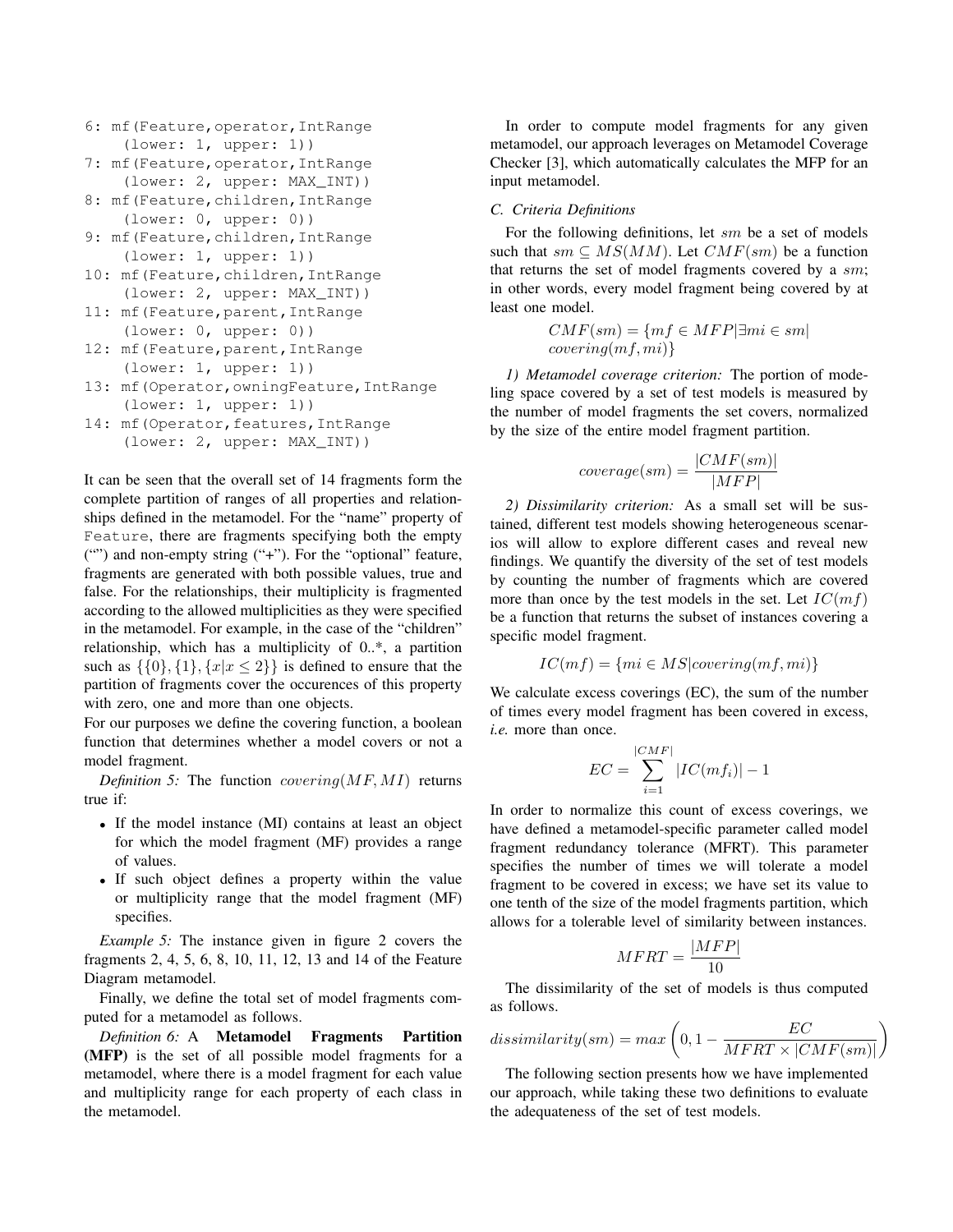```
6: mf(Feature,operator,IntRange
    (lower: 1, upper: 1))
7: mf(Feature,operator,IntRange
    (lower: 2, upper: MAX_INT))
8: mf(Feature,children,IntRange
    (lower: 0, upper: 0))
9: mf(Feature,children,IntRange
    (lower: 1, upper: 1))
10: mf(Feature,children,IntRange
    (lower: 2, upper: MAX_INT))
11: mf(Feature,parent,IntRange
    (lower: 0, upper: 0))
12: mf(Feature,parent,IntRange
    (lower: 1, upper: 1))
13: mf(Operator,owningFeature,IntRange
    (lower: 1, upper: 1))
14: mf(Operator,features,IntRange
    (lower: 2, upper: MAX_INT))
```

It can be seen that the overall set of 14 fragments form the complete partition of ranges of all properties and relationships defined in the metamodel. For the "name" property of `Feature`, there are fragments specifying both the empty ("") and non-empty string ("+"). For the "optional" feature, fragments are generated with both possible values, true and false. For the relationships, their multiplicity is fragmented according to the allowed multiplicities as they were specified in the metamodel. For example, in the case of the "children" relationship, which has a multiplicity of 0..*, a partition such as $\{\{0\},\{1\},\{x|x \leq 2\}\}$ is defined to ensure that the partition of fragments cover the occurences of this property with zero, one and more than one objects.

For our purposes we define the covering function, a boolean function that determines whether a model covers or not a model fragment.

*Definition 5:* The function $covering(MF, MI)$ returns true if:

- If the model instance (MI) contains at least an object for which the model fragment (MF) provides a range of values.
- If such object defines a property within the value or multiplicity range that the model fragment (MF) specifies.

*Example 5:* The instance given in figure 2 covers the fragments 2, 4, 5, 6, 8, 10, 11, 12, 13 and 14 of the Feature Diagram metamodel.

Finally, we define the total set of model fragments computed for a metamodel as follows.

*Definition 6:* A **Metamodel Fragments Partition (MFP)** is the set of all possible model fragments for a metamodel, where there is a model fragment for each value and multiplicity range for each property of each class in the metamodel.

In order to compute model fragments for any given metamodel, our approach leverages on Metamodel Coverage Checker [3], which automatically calculates the MFP for an input metamodel.

### C. Criteria Definitions

For the following definitions, let $sm$ be a set of models such that $sm \subseteq MS(MM)$. Let $CMF(sm)$ be a function that returns the set of model fragments covered by a $sm$; in other words, every model fragment being covered by at least one model.

$$CMF(sm) = \{mf \in MFP | \exists mi \in sm | covering(mf, mi)\}$$

*1) Metamodel coverage criterion:* The portion of modeling space covered by a set of test models is measured by the number of model fragments the set covers, normalized by the size of the entire model fragment partition.

$$coverage(sm) = \frac{|CMF(sm)|}{|MFP|}$$

*2) Dissimilarity criterion:* As a small set will be sustained, different test models showing heterogeneous scenarios will allow to explore different cases and reveal new findings. We quantify the diversity of the set of test models by counting the number of fragments which are covered more than once by the test models in the set. Let $IC(mf)$ be a function that returns the subset of instances covering a specific model fragment.

$$IC(mf) = \{mi \in MS | covering(mf, mi)\}$$

We calculate excess coverings (EC), the sum of the number of times every model fragment has been covered in excess, *i.e.* more than once.

$$EC = \sum_{i=1}^{|CMF|} |IC(mf_i)| - 1$$

In order to normalize this count of excess coverings, we have defined a metamodel-specific parameter called model fragment redundancy tolerance (MFRT). This parameter specifies the number of times we will tolerate a model fragment to be covered in excess; we have set its value to one tenth of the size of the model fragments partition, which allows for a tolerable level of similarity between instances.

$$MFRT = \frac{|MFP|}{10}$$

The dissimilarity of the set of models is thus computed as follows.

$$dissimilarity(sm) = max\left(0, 1 - \frac{EC}{MFRT \times |CMF(sm)|}\right)$$

The following section presents how we have implemented our approach, while taking these two definitions to evaluate the adequateness of the set of test models.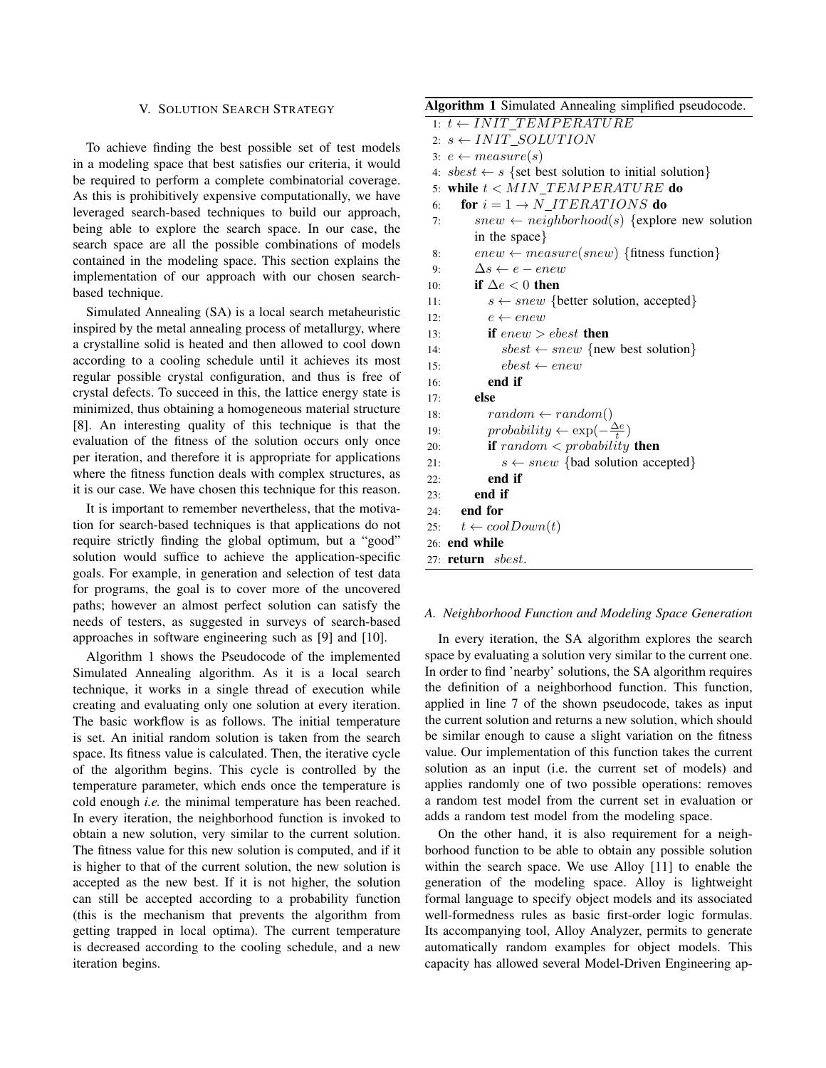## V. Solution Search Strategy

To achieve finding the best possible set of test models in a modeling space that best satisfies our criteria, it would be required to perform a complete combinatorial coverage. As this is prohibitively expensive computationally, we have leveraged search-based techniques to build our approach, being able to explore the search space. In our case, the search space are all the possible combinations of models contained in the modeling space. This section explains the implementation of our approach with our chosen search-based technique.

Simulated Annealing (SA) is a local search metaheuristic inspired by the metal annealing process of metallurgy, where a crystalline solid is heated and then allowed to cool down according to a cooling schedule until it achieves its most regular possible crystal configuration, and thus is free of crystal defects. To succeed in this, the lattice energy state is minimized, thus obtaining a homogeneous material structure [8]. An interesting quality of this technique is that the evaluation of the fitness of the solution occurs only once per iteration, and therefore it is appropriate for applications where the fitness function deals with complex structures, as it is our case. We have chosen this technique for this reason.

It is important to remember nevertheless, that the motivation for search-based techniques is that applications do not require strictly finding the global optimum, but a "good" solution would suffice to achieve the application-specific goals. For example, in generation and selection of test data for programs, the goal is to cover more of the uncovered paths; however an almost perfect solution can satisfy the needs of testers, as suggested in surveys of search-based approaches in software engineering such as [9] and [10].

Algorithm 1 shows the Pseudocode of the implemented Simulated Annealing algorithm. As it is a local search technique, it works in a single thread of execution while creating and evaluating only one solution at every iteration. The basic workflow is as follows. The initial temperature is set. An initial random solution is taken from the search space. Its fitness value is calculated. Then, the iterative cycle of the algorithm begins. This cycle is controlled by the temperature parameter, which ends once the temperature is cold enough *i.e.* the minimal temperature has been reached. In every iteration, the neighborhood function is invoked to obtain a new solution, very similar to the current solution. The fitness value for this new solution is computed, and if it is higher to that of the current solution, the new solution is accepted as the new best. If it is not higher, the solution can still be accepted according to a probability function (this is the mechanism that prevents the algorithm from getting trapped in local optima). The current temperature is decreased according to the cooling schedule, and a new iteration begins.

**Algorithm 1** Simulated Annealing simplified pseudocode.

```
1:  t ← INIT_TEMPERATURE
2:  s ← INIT_SOLUTION
3:  e ← measure(s)
4:  sbest ← s {set best solution to initial solution}
5:  while t < MIN_TEMPERATURE do
6:      for i = 1 → N_ITERATIONS do
7:          snew ← neighborhood(s) {explore new solution
            in the space}
8:          enew ← measure(snew) {fitness function}
9:          Δs ← e − enew
10:         if Δe < 0 then
11:             s ← snew {better solution, accepted}
12:             e ← enew
13:             if enew > ebest then
14:                 sbest ← snew {new best solution}
15:                 ebest ← enew
16:             end if
17:         else
18:             random ← random()
19:             probability ← exp(−Δe/t)
20:             if random < probability then
21:                 s ← snew {bad solution accepted}
22:             end if
23:         end if
24:     end for
25:     t ← coolDown(t)
26: end while
27: return sbest.
```

### A. Neighborhood Function and Modeling Space Generation

In every iteration, the SA algorithm explores the search space by evaluating a solution very similar to the current one. In order to find 'nearby' solutions, the SA algorithm requires the definition of a neighborhood function. This function, applied in line 7 of the shown pseudocode, takes as input the current solution and returns a new solution, which should be similar enough to cause a slight variation on the fitness value. Our implementation of this function takes the current solution as an input (i.e. the current set of models) and applies randomly one of two possible operations: removes a random test model from the current set in evaluation or adds a random test model from the modeling space.

On the other hand, it is also requirement for a neighborhood function to be able to obtain any possible solution within the search space. We use Alloy [11] to enable the generation of the modeling space. Alloy is lightweight formal language to specify object models and its associated well-formedness rules as basic first-order logic formulas. Its accompanying tool, Alloy Analyzer, permits to generate automatically random examples for object models. This capacity has allowed several Model-Driven Engineering ap-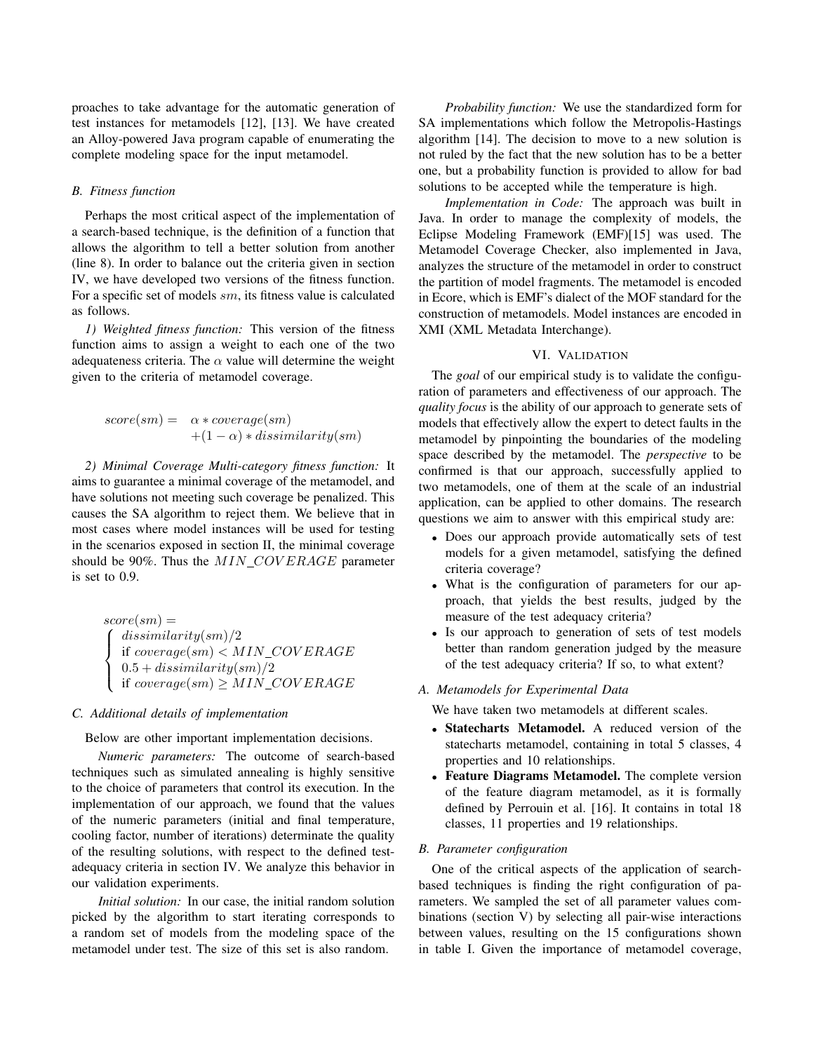proaches to take advantage for the automatic generation of test instances for metamodels [12], [13]. We have created an Alloy-powered Java program capable of enumerating the complete modeling space for the input metamodel.

### B. Fitness function

Perhaps the most critical aspect of the implementation of a search-based technique, is the definition of a function that allows the algorithm to tell a better solution from another (line 8). In order to balance out the criteria given in section IV, we have developed two versions of the fitness function. For a specific set of models $sm$, its fitness value is calculated as follows.

*1) Weighted fitness function:* This version of the fitness function aims to assign a weight to each one of the two adequateness criteria. The $\alpha$ value will determine the weight given to the criteria of metamodel coverage.

$$\begin{aligned} score(sm) = \quad & \alpha * coverage(sm) \\ & + (1-\alpha) * dissimilarity(sm) \end{aligned}$$

*2) Minimal Coverage Multi-category fitness function:* It aims to guarantee a minimal coverage of the metamodel, and have solutions not meeting such coverage be penalized. This causes the SA algorithm to reject them. We believe that in most cases where model instances will be used for testing in the scenarios exposed in section II, the minimal coverage should be 90%. Thus the $MIN\_COVERAGE$ parameter is set to 0.9.

$$score(sm) = \begin{cases} dissimilarity(sm)/2 \\ \text{if } coverage(sm) < MIN\_COVERAGE \\ 0.5 + dissimilarity(sm)/2 \\ \text{if } coverage(sm) \geq MIN\_COVERAGE \end{cases}$$

### C. Additional details of implementation

Below are other important implementation decisions.

*Numeric parameters:* The outcome of search-based techniques such as simulated annealing is highly sensitive to the choice of parameters that control its execution. In the implementation of our approach, we found that the values of the numeric parameters (initial and final temperature, cooling factor, number of iterations) determinate the quality of the resulting solutions, with respect to the defined test-adequacy criteria in section IV. We analyze this behavior in our validation experiments.

*Initial solution:* In our case, the initial random solution picked by the algorithm to start iterating corresponds to a random set of models from the modeling space of the metamodel under test. The size of this set is also random.

*Probability function:* We use the standardized form for SA implementations which follow the Metropolis-Hastings algorithm [14]. The decision to move to a new solution is not ruled by the fact that the new solution has to be a better one, but a probability function is provided to allow for bad solutions to be accepted while the temperature is high.

*Implementation in Code:* The approach was built in Java. In order to manage the complexity of models, the Eclipse Modeling Framework (EMF)[15] was used. The Metamodel Coverage Checker, also implemented in Java, analyzes the structure of the metamodel in order to construct the partition of model fragments. The metamodel is encoded in Ecore, which is EMF's dialect of the MOF standard for the construction of metamodels. Model instances are encoded in XMI (XML Metadata Interchange).

## VI. Validation

The *goal* of our empirical study is to validate the configuration of parameters and effectiveness of our approach. The *quality focus* is the ability of our approach to generate sets of models that effectively allow the expert to detect faults in the metamodel by pinpointing the boundaries of the modeling space described by the metamodel. The *perspective* to be confirmed is that our approach, successfully applied to two metamodels, one of them at the scale of an industrial application, can be applied to other domains. The research questions we aim to answer with this empirical study are:

- Does our approach provide automatically sets of test models for a given metamodel, satisfying the defined criteria coverage?
- What is the configuration of parameters for our approach, that yields the best results, judged by the measure of the test adequacy criteria?
- Is our approach to generation of sets of test models better than random generation judged by the measure of the test adequacy criteria? If so, to what extent?

### A. Metamodels for Experimental Data

We have taken two metamodels at different scales.

- **Statecharts Metamodel.** A reduced version of the statecharts metamodel, containing in total 5 classes, 4 properties and 10 relationships.
- **Feature Diagrams Metamodel.** The complete version of the feature diagram metamodel, as it is formally defined by Perrouin et al. [16]. It contains in total 18 classes, 11 properties and 19 relationships.

### B. Parameter configuration

One of the critical aspects of the application of search-based techniques is finding the right configuration of parameters. We sampled the set of all parameter values combinations (section V) by selecting all pair-wise interactions between values, resulting on the 15 configurations shown in table I. Given the importance of metamodel coverage,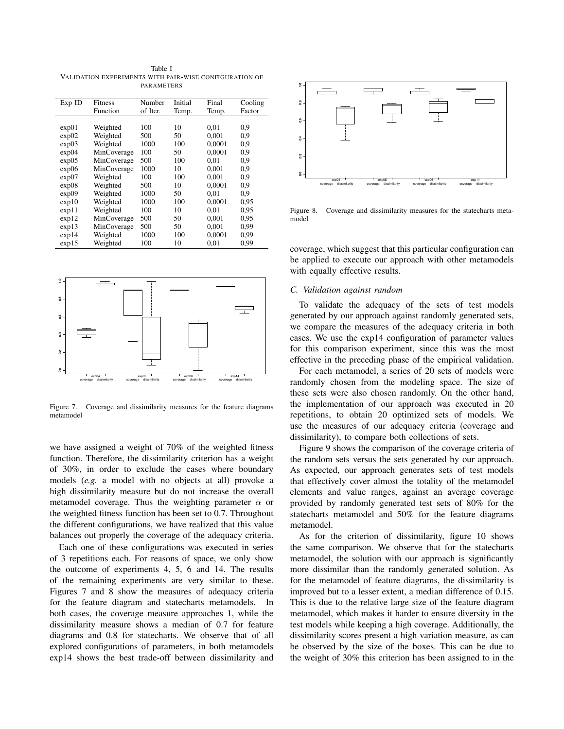Table I
VALIDATION EXPERIMENTS WITH PAIR-WISE CONFIGURATION OF PARAMETERS

| Exp ID | Fitness Function | Number of Iter. | Initial Temp. | Final Temp. | Cooling Factor |
|---|---|---|---|---|---|
| exp01 | Weighted | 100 | 10 | 0,01 | 0,9 |
| exp02 | Weighted | 500 | 50 | 0,001 | 0,9 |
| exp03 | Weighted | 1000 | 100 | 0,0001 | 0,9 |
| exp04 | MinCoverage | 100 | 50 | 0,0001 | 0,9 |
| exp05 | MinCoverage | 500 | 100 | 0,01 | 0,9 |
| exp06 | MinCoverage | 1000 | 10 | 0,001 | 0,9 |
| exp07 | Weighted | 100 | 100 | 0,001 | 0,9 |
| exp08 | Weighted | 500 | 10 | 0,0001 | 0,9 |
| exp09 | Weighted | 1000 | 50 | 0,01 | 0,9 |
| exp10 | Weighted | 1000 | 100 | 0,0001 | 0,95 |
| exp11 | Weighted | 100 | 10 | 0,01 | 0,95 |
| exp12 | MinCoverage | 500 | 50 | 0,001 | 0,95 |
| exp13 | MinCoverage | 500 | 50 | 0,001 | 0,99 |
| exp14 | Weighted | 1000 | 100 | 0,0001 | 0,99 |
| exp15 | Weighted | 100 | 10 | 0,01 | 0,99 |

Figure 7. Coverage and dissimilarity measures for the feature diagrams metamodel

we have assigned a weight of 70% of the weighted fitness function. Therefore, the dissimilarity criterion has a weight of 30%, in order to exclude the cases where boundary models (*e.g.* a model with no objects at all) provoke a high dissimilarity measure but do not increase the overall metamodel coverage. Thus the weighting parameter $\alpha$ or the weighted fitness function has been set to 0.7. Throughout the different configurations, we have realized that this value balances out properly the coverage of the adequacy criteria.

Each one of these configurations was executed in series of 3 repetitions each. For reasons of space, we only show the outcome of experiments 4, 5, 6 and 14. The results of the remaining experiments are very similar to these. Figures 7 and 8 show the measures of adequacy criteria for the feature diagram and statecharts metamodels. In both cases, the coverage measure approaches 1, while the dissimilarity measure shows a median of 0.7 for feature diagrams and 0.8 for statecharts. We observe that of all explored configurations of parameters, in both metamodels exp14 shows the best trade-off between dissimilarity and coverage, which suggest that this particular configuration can be applied to execute our approach with other metamodels with equally effective results.

Figure 8. Coverage and dissimilarity measures for the statecharts metamodel

### C. Validation against random

To validate the adequacy of the sets of test models generated by our approach against randomly generated sets, we compare the measures of the adequacy criteria in both cases. We use the exp14 configuration of parameter values for this comparison experiment, since this was the most effective in the preceding phase of the empirical validation.

For each metamodel, a series of 20 sets of models were randomly chosen from the modeling space. The size of these sets were also chosen randomly. On the other hand, the implementation of our approach was executed in 20 repetitions, to obtain 20 optimized sets of models. We use the measures of our adequacy criteria (coverage and dissimilarity), to compare both collections of sets.

Figure 9 shows the comparison of the coverage criteria of the random sets versus the sets generated by our approach. As expected, our approach generates sets of test models that effectively cover almost the totality of the metamodel elements and value ranges, against an average coverage provided by randomly generated test sets of 80% for the statecharts metamodel and 50% for the feature diagrams metamodel.

As for the criterion of dissimilarity, figure 10 shows the same comparison. We observe that for the statecharts metamodel, the solution with our approach is significantly more dissimilar than the randomly generated solution. As for the metamodel of feature diagrams, the dissimilarity is improved but to a lesser extent, a median difference of 0.15. This is due to the relative large size of the feature diagram metamodel, which makes it harder to ensure diversity in the test models while keeping a high coverage. Additionally, the dissimilarity scores present a high variation measure, as can be observed by the size of the boxes. This can be due to the weight of 30% this criterion has been assigned to in the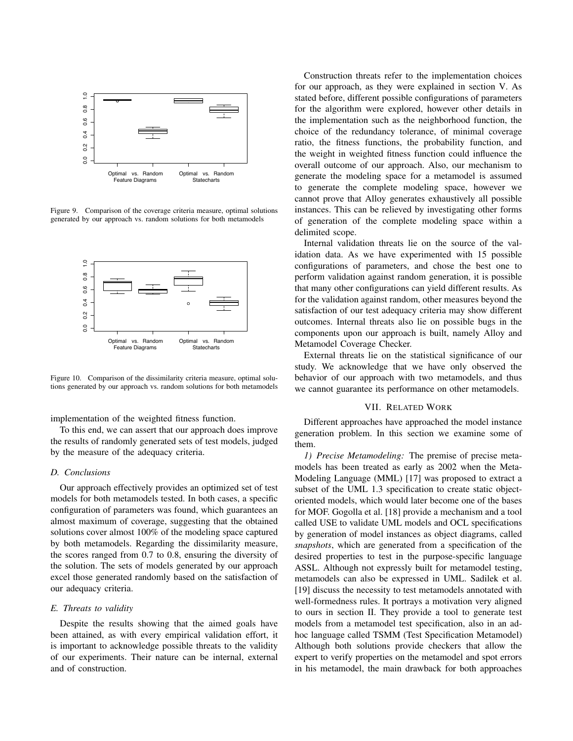Figure 9. Comparison of the coverage criteria measure, optimal solutions generated by our approach vs. random solutions for both metamodels

Figure 10. Comparison of the dissimilarity criteria measure, optimal solutions generated by our approach vs. random solutions for both metamodels

implementation of the weighted fitness function.

To this end, we can assert that our approach does improve the results of randomly generated sets of test models, judged by the measure of the adequacy criteria.

### *D. Conclusions*

Our approach effectively provides an optimized set of test models for both metamodels tested. In both cases, a specific configuration of parameters was found, which guarantees an almost maximum of coverage, suggesting that the obtained solutions cover almost 100% of the modeling space captured by both metamodels. Regarding the dissimilarity measure, the scores ranged from 0.7 to 0.8, ensuring the diversity of the solution. The sets of models generated by our approach excel those generated randomly based on the satisfaction of our adequacy criteria.

### *E. Threats to validity*

Despite the results showing that the aimed goals have been attained, as with every empirical validation effort, it is important to acknowledge possible threats to the validity of our experiments. Their nature can be internal, external and of construction.

Construction threats refer to the implementation choices for our approach, as they were explained in section V. As stated before, different possible configurations of parameters for the algorithm were explored, however other details in the implementation such as the neighborhood function, the choice of the redundancy tolerance, of minimal coverage ratio, the fitness functions, the probability function, and the weight in weighted fitness function could influence the overall outcome of our approach. Also, our mechanism to generate the modeling space for a metamodel is assumed to generate the complete modeling space, however we cannot prove that Alloy generates exhaustively all possible instances. This can be relieved by investigating other forms of generation of the complete modeling space within a delimited scope.

Internal validation threats lie on the source of the validation data. As we have experimented with 15 possible configurations of parameters, and chose the best one to perform validation against random generation, it is possible that many other configurations can yield different results. As for the validation against random, other measures beyond the satisfaction of our test adequacy criteria may show different outcomes. Internal threats also lie on possible bugs in the components upon our approach is built, namely Alloy and Metamodel Coverage Checker.

External threats lie on the statistical significance of our study. We acknowledge that we have only observed the behavior of our approach with two metamodels, and thus we cannot guarantee its performance on other metamodels.

## VII. Related Work

Different approaches have approached the model instance generation problem. In this section we examine some of them.

*1) Precise Metamodeling:* The premise of precise metamodels has been treated as early as 2002 when the Meta-Modeling Language (MML) [17] was proposed to extract a subset of the UML 1.3 specification to create static object-oriented models, which would later become one of the bases for MOF. Gogolla et al. [18] provide a mechanism and a tool called USE to validate UML models and OCL specifications by generation of model instances as object diagrams, called *snapshots*, which are generated from a specification of the desired properties to test in the purpose-specific language ASSL. Although not expressly built for metamodel testing, metamodels can also be expressed in UML. Sadilek et al. [19] discuss the necessity to test metamodels annotated with well-formedness rules. It portrays a motivation very aligned to ours in section II. They provide a tool to generate test models from a metamodel test specification, also in an ad-hoc language called TSMM (Test Specification Metamodel) Although both solutions provide checkers that allow the expert to verify properties on the metamodel and spot errors in his metamodel, the main drawback for both approaches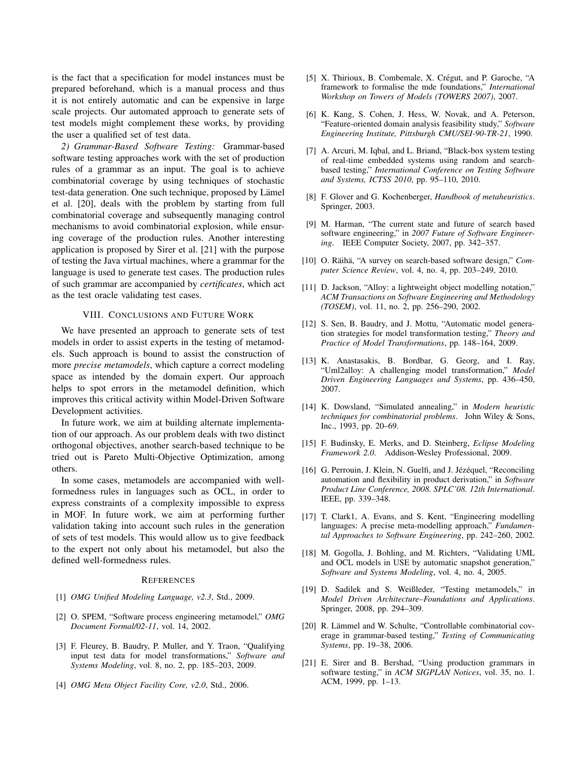is the fact that a specification for model instances must be prepared beforehand, which is a manual process and thus it is not entirely automatic and can be expensive in large scale projects. Our automated approach to generate sets of test models might complement these works, by providing the user a qualified set of test data.

*2) Grammar-Based Software Testing:* Grammar-based software testing approaches work with the set of production rules of a grammar as an input. The goal is to achieve combinatorial coverage by using techniques of stochastic test-data generation. One such technique, proposed by Lämel et al. [20], deals with the problem by starting from full combinatorial coverage and subsequently managing control mechanisms to avoid combinatorial explosion, while ensuring coverage of the production rules. Another interesting application is proposed by Sirer et al. [21] with the purpose of testing the Java virtual machines, where a grammar for the language is used to generate test cases. The production rules of such grammar are accompanied by *certificates*, which act as the test oracle validating test cases.

## VIII. Conclusions and Future Work

We have presented an approach to generate sets of test models in order to assist experts in the testing of metamodels. Such approach is bound to assist the construction of more *precise metamodels*, which capture a correct modeling space as intended by the domain expert. Our approach helps to spot errors in the metamodel definition, which improves this critical activity within Model-Driven Software Development activities.

In future work, we aim at building alternate implementation of our approach. As our problem deals with two distinct orthogonal objectives, another search-based technique to be tried out is Pareto Multi-Objective Optimization, among others.

In some cases, metamodels are accompanied with well-formedness rules in languages such as OCL, in order to express constraints of a complexity impossible to express in MOF. In future work, we aim at performing further validation taking into account such rules in the generation of sets of test models. This would allow us to give feedback to the expert not only about his metamodel, but also the defined well-formedness rules.

## References

[1] *OMG Unified Modeling Language, v2.3*, Std., 2009.

[2] O. SPEM, "Software process engineering metamodel," *OMG Document Formal/02-11*, vol. 14, 2002.

[3] F. Fleurey, B. Baudry, P. Muller, and Y. Traon, "Qualifying input test data for model transformations," *Software and Systems Modeling*, vol. 8, no. 2, pp. 185–203, 2009.

[4] *OMG Meta Object Facility Core, v2.0*, Std., 2006.

[5] X. Thirioux, B. Combemale, X. Crégut, and P. Garoche, "A framework to formalise the mde foundations," *International Workshop on Towers of Models (TOWERS 2007)*, 2007.

[6] K. Kang, S. Cohen, J. Hess, W. Novak, and A. Peterson, "Feature-oriented domain analysis feasibility study," *Software Engineering Institute, Pittsburgh CMU/SEI-90-TR-21*, 1990.

[7] A. Arcuri, M. Iqbal, and L. Briand, "Black-box system testing of real-time embedded systems using random and search-based testing," *International Conference on Testing Software and Systems, ICTSS 2010*, pp. 95–110, 2010.

[8] F. Glover and G. Kochenberger, *Handbook of metaheuristics*. Springer, 2003.

[9] M. Harman, "The current state and future of search based software engineering," in *2007 Future of Software Engineering*. IEEE Computer Society, 2007, pp. 342–357.

[10] O. Räihä, "A survey on search-based software design," *Computer Science Review*, vol. 4, no. 4, pp. 203–249, 2010.

[11] D. Jackson, "Alloy: a lightweight object modelling notation," *ACM Transactions on Software Engineering and Methodology (TOSEM)*, vol. 11, no. 2, pp. 256–290, 2002.

[12] S. Sen, B. Baudry, and J. Mottu, "Automatic model generation strategies for model transformation testing," *Theory and Practice of Model Transformations*, pp. 148–164, 2009.

[13] K. Anastasakis, B. Bordbar, G. Georg, and I. Ray, "Uml2alloy: A challenging model transformation," *Model Driven Engineering Languages and Systems*, pp. 436–450, 2007.

[14] K. Dowsland, "Simulated annealing," in *Modern heuristic techniques for combinatorial problems*. John Wiley & Sons, Inc., 1993, pp. 20–69.

[15] F. Budinsky, E. Merks, and D. Steinberg, *Eclipse Modeling Framework 2.0*. Addison-Wesley Professional, 2009.

[16] G. Perrouin, J. Klein, N. Guelfi, and J. Jézéquel, "Reconciling automation and flexibility in product derivation," in *Software Product Line Conference, 2008. SPLC'08. 12th International*. IEEE, pp. 339–348.

[17] T. Clark1, A. Evans, and S. Kent, "Engineering modelling languages: A precise meta-modelling approach," *Fundamental Approaches to Software Engineering*, pp. 242–260, 2002.

[18] M. Gogolla, J. Bohling, and M. Richters, "Validating UML and OCL models in USE by automatic snapshot generation," *Software and Systems Modeling*, vol. 4, no. 4, 2005.

[19] D. Sadilek and S. Weißleder, "Testing metamodels," in *Model Driven Architecture–Foundations and Applications*. Springer, 2008, pp. 294–309.

[20] R. Lämmel and W. Schulte, "Controllable combinatorial coverage in grammar-based testing," *Testing of Communicating Systems*, pp. 19–38, 2006.

[21] E. Sirer and B. Bershad, "Using production grammars in software testing," in *ACM SIGPLAN Notices*, vol. 35, no. 1. ACM, 1999, pp. 1–13.